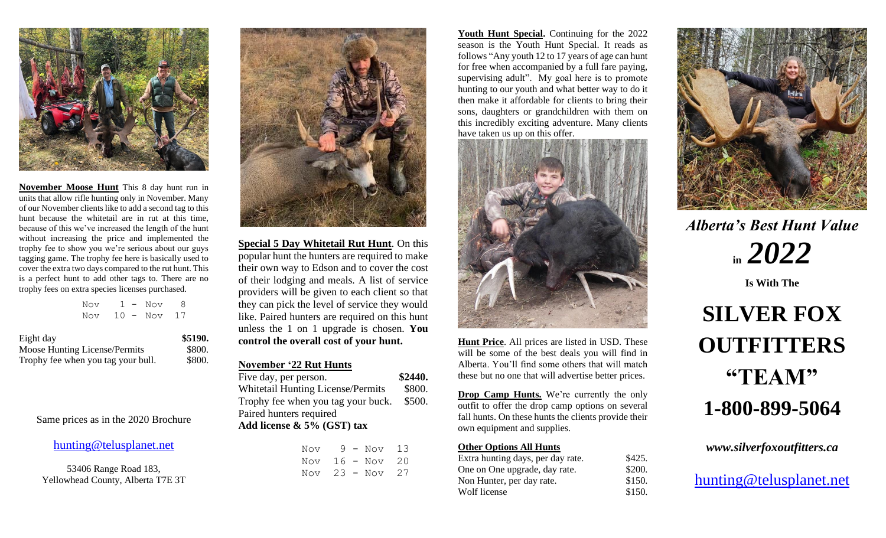**November Moose Hunt** This 8 day hunt run in units that allow rifle hunting only in November. Many of our November clients like to add a second tag to this hunt because the whitetail are in rut at this time, because of this we've increased the length of the hunt without increasing the price and implemented the trophy fee to show you we're serious about our guys tagging game. The trophy fee here is basically used to cover the extra two days compared to the rut hunt. This is a perfect hunt to add other tags to. There are no trophy fees on extra species licenses purchased.

Nov 1 - Nov 8
Nov 10 - Nov 17

| | |
|---|---|
| Eight day | **$5190.** |
| Moose Hunting License/Permits | $800. |
| Trophy fee when you tag your bull. | $800. |

Same prices as in the 2020 Brochure

hunting@telusplanet.net

53406 Range Road 183,
Yellowhead County, Alberta T7E 3T

**Special 5 Day Whitetail Rut Hunt**. On this popular hunt the hunters are required to make their own way to Edson and to cover the cost of their lodging and meals. A list of service providers will be given to each client so that they can pick the level of service they would like. Paired hunters are required on this hunt unless the 1 on 1 upgrade is chosen. **You control the overall cost of your hunt.**

**November '22 Rut Hunts**

| | |
|---|---|
| Five day, per person. | **$2440.** |
| Whitetail Hunting License/Permits | $800. |
| Trophy fee when you tag your buck. | $500. |
| Paired hunters required | |
| **Add license & 5% (GST) tax** | |

Nov 9 - Nov 13
Nov 16 - Nov 20
Nov 23 - Nov 27

**Youth Hunt Special.** Continuing for the 2022 season is the Youth Hunt Special. It reads as follows "Any youth 12 to 17 years of age can hunt for free when accompanied by a full fare paying, supervising adult". My goal here is to promote hunting to our youth and what better way to do it then make it affordable for clients to bring their sons, daughters or grandchildren with them on this incredibly exciting adventure. Many clients have taken us up on this offer.

**Hunt Price**. All prices are listed in USD. These will be some of the best deals you will find in Alberta. You'll find some others that will match these but no one that will advertise better prices.

**Drop Camp Hunts.** We're currently the only outfit to offer the drop camp options on several fall hunts. On these hunts the clients provide their own equipment and supplies.

**Other Options All Hunts**

| | |
|---|---|
| Extra hunting days, per day rate. | $425. |
| One on One upgrade, day rate. | $200. |
| Non Hunter, per day rate. | $150. |
| Wolf license | $150. |

*Alberta's Best Hunt Value*

*in 2022*

**Is With The**

# SILVER FOX OUTFITTERS "TEAM"

# 1-800-899-5064

*www.silverfoxoutfitters.ca*

hunting@telusplanet.net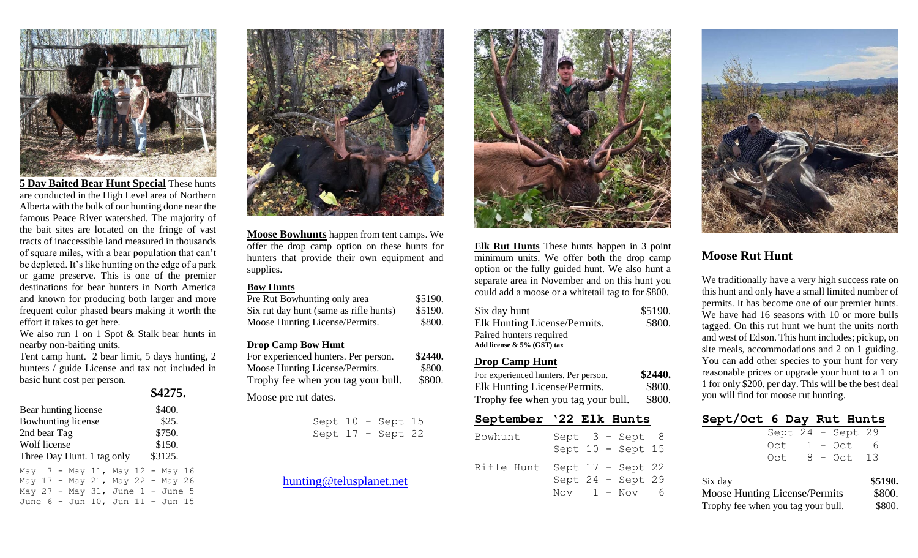**5 Day Baited Bear Hunt Special** These hunts are conducted in the High Level area of Northern Alberta with the bulk of our hunting done near the famous Peace River watershed. The majority of the bait sites are located on the fringe of vast tracts of inaccessible land measured in thousands of square miles, with a bear population that can't be depleted. It's like hunting on the edge of a park or game preserve. This is one of the premier destinations for bear hunters in North America and known for producing both larger and more frequent color phased bears making it worth the effort it takes to get here.

We also run 1 on 1 Spot & Stalk bear hunts in nearby non-baiting units.

Tent camp hunt. 2 bear limit, 5 days hunting, 2 hunters / guide License and tax not included in basic hunt cost per person.

**$4275.**

| | |
|---|---|
| Bear hunting license | $400. |
| Bowhunting license | $25. |
| 2nd bear Tag | $750. |
| Wolf license | $150. |
| Three Day Hunt. 1 tag only | $3125. |

```
May  7 - May 11, May 12 - May 16
May 17 - May 21, May 22 - May 26
May 27 - May 31, June 1 - June 5
June 6 - Jun 10, Jun 11 – Jun 15
```

**Moose Bowhunts** happen from tent camps. We offer the drop camp option on these hunts for hunters that provide their own equipment and supplies.

### Bow Hunts

| | |
|---|---|
| Pre Rut Bowhunting only area | $5190. |
| Six rut day hunt (same as rifle hunts) | $5190. |
| Moose Hunting License/Permits. | $800. |

### Drop Camp Bow Hunt

| | |
|---|---|
| For experienced hunters. Per person. | **$2440.** |
| Moose Hunting License/Permits. | $800. |
| Trophy fee when you tag your bull. | $800. |

Moose pre rut dates.

```
Sept 10 - Sept 15
Sept 17 - Sept 22
```

hunting@telusplanet.net

**Elk Rut Hunts** These hunts happen in 3 point minimum units. We offer both the drop camp option or the fully guided hunt. We also hunt a separate area in November and on this hunt you could add a moose or a whitetail tag to for $800.

| | |
|---|---|
| Six day hunt | $5190. |
| Elk Hunting License/Permits. | $800. |

Paired hunters required
**Add license & 5% (GST) tax**

### Drop Camp Hunt

| | |
|---|---|
| For experienced hunters. Per person. | **$2440.** |
| Elk Hunting License/Permits. | $800. |
| Trophy fee when you tag your bull. | $800. |

### September '22 Elk Hunts

```
Bowhunt     Sept  3 - Sept  8
            Sept 10 - Sept 15
Rifle Hunt  Sept 17 - Sept 22
            Sept 24 - Sept 29
            Nov   1 - Nov   6
```

## Moose Rut Hunt

We traditionally have a very high success rate on this hunt and only have a small limited number of permits. It has become one of our premier hunts. We have had 16 seasons with 10 or more bulls tagged. On this rut hunt we hunt the units north and west of Edson. This hunt includes; pickup, on site meals, accommodations and 2 on 1 guiding. You can add other species to your hunt for very reasonable prices or upgrade your hunt to a 1 on 1 for only $200. per day. This will be the best deal you will find for moose rut hunting.

### Sept/Oct 6 Day Rut Hunts

```
Sept 24 - Sept 29
Oct   1 - Oct   6
Oct   8 - Oct  13
```

| | |
|---|---|
| Six day | **$5190.** |
| Moose Hunting License/Permits | $800. |
| Trophy fee when you tag your bull. | $800. |